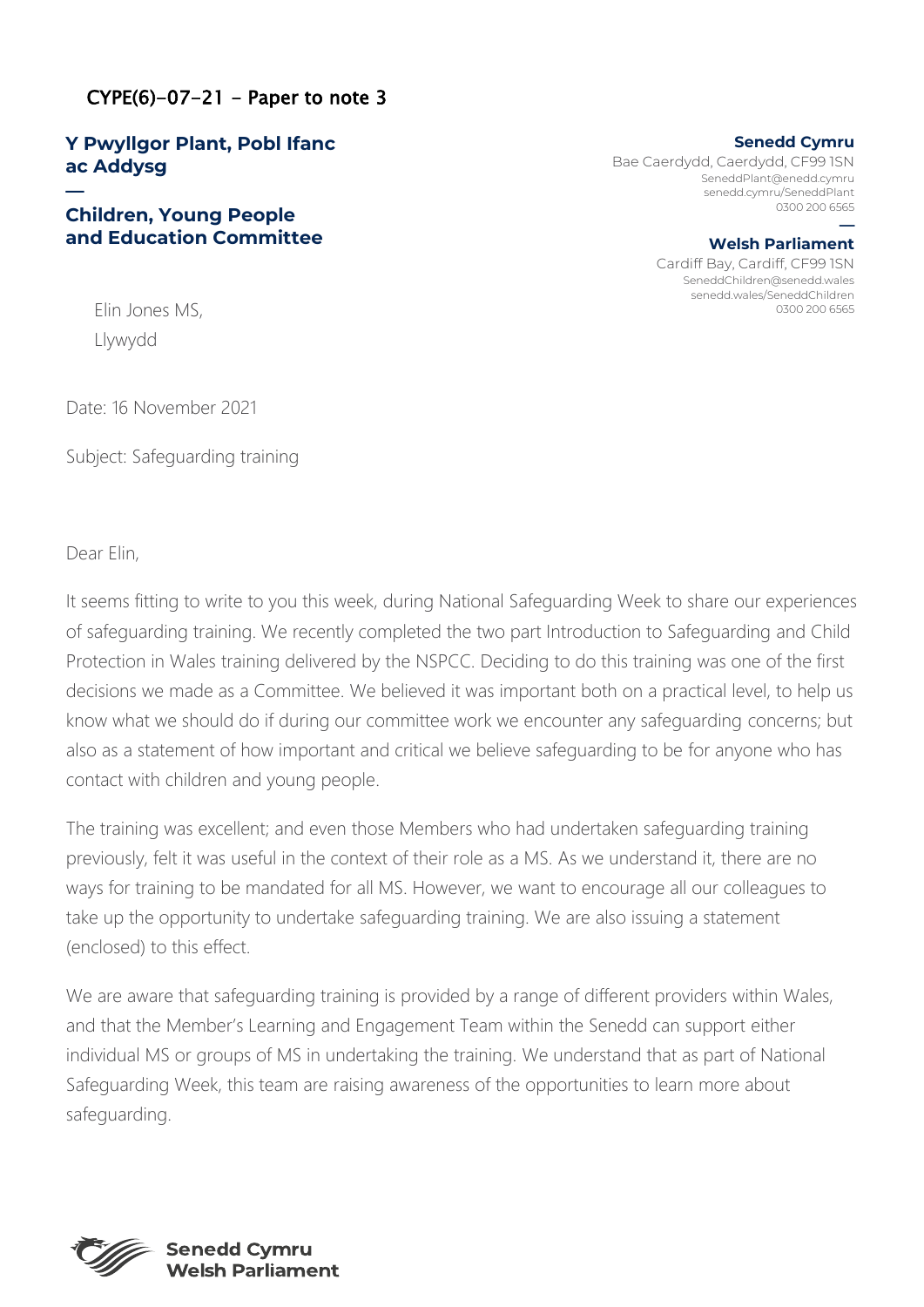CYPE(6)-07-21 - Paper to note 3

**Y Pwyllgor Plant, Pobl Ifanc ac Addysg**

—

**Children, Young People and Education Committee**

**Senedd Cymru**
Bae Caerdydd, Caerdydd, CF99 1SN
SeneddPlant@enedd.cymru
senedd.cymru/SeneddPlant
0300 200 6565

—

**Welsh Parliament**
Cardiff Bay, Cardiff, CF99 1SN
SeneddChildren@senedd.wales
senedd.wales/SeneddChildren
0300 200 6565

Elin Jones MS,
Llywydd

Date: 16 November 2021

Subject: Safeguarding training

Dear Elin,

It seems fitting to write to you this week, during National Safeguarding Week to share our experiences of safeguarding training. We recently completed the two part Introduction to Safeguarding and Child Protection in Wales training delivered by the NSPCC. Deciding to do this training was one of the first decisions we made as a Committee. We believed it was important both on a practical level, to help us know what we should do if during our committee work we encounter any safeguarding concerns; but also as a statement of how important and critical we believe safeguarding to be for anyone who has contact with children and young people.

The training was excellent; and even those Members who had undertaken safeguarding training previously, felt it was useful in the context of their role as a MS. As we understand it, there are no ways for training to be mandated for all MS. However, we want to encourage all our colleagues to take up the opportunity to undertake safeguarding training. We are also issuing a statement (enclosed) to this effect.

We are aware that safeguarding training is provided by a range of different providers within Wales, and that the Member's Learning and Engagement Team within the Senedd can support either individual MS or groups of MS in undertaking the training. We understand that as part of National Safeguarding Week, this team are raising awareness of the opportunities to learn more about safeguarding.

Senedd Cymru
Welsh Parliament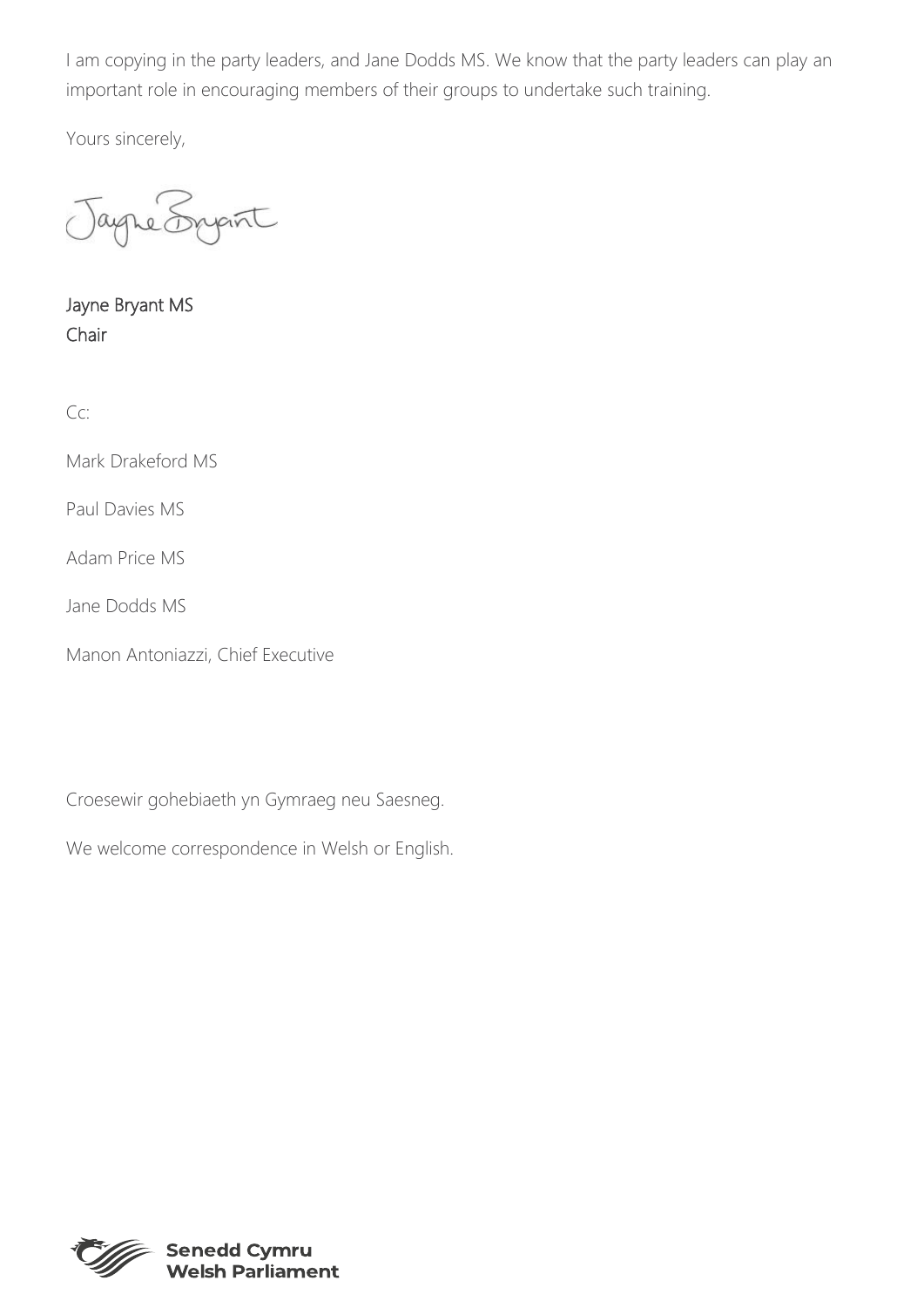I am copying in the party leaders, and Jane Dodds MS. We know that the party leaders can play an important role in encouraging members of their groups to undertake such training.

Yours sincerely,

Jayne Bryant MS
Chair

Cc:

Mark Drakeford MS

Paul Davies MS

Adam Price MS

Jane Dodds MS

Manon Antoniazzi, Chief Executive

Croesewir gohebiaeth yn Gymraeg neu Saesneg.

We welcome correspondence in Welsh or English.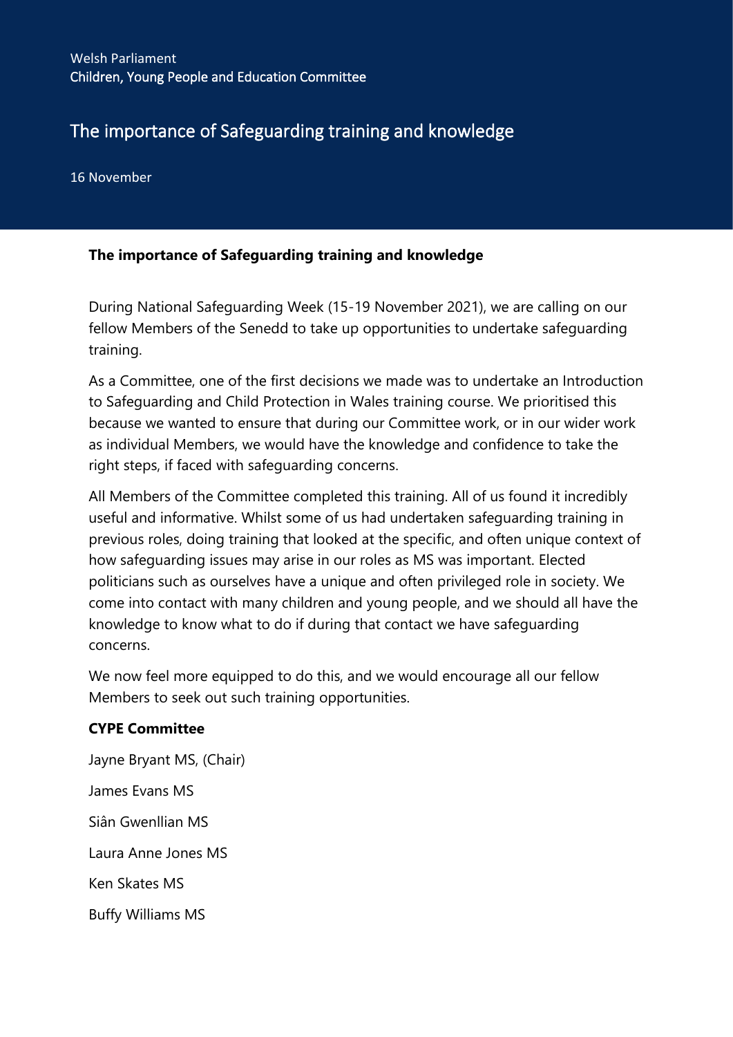Welsh Parliament
Children, Young People and Education Committee

# The importance of Safeguarding training and knowledge

16 November

## The importance of Safeguarding training and knowledge

During National Safeguarding Week (15-19 November 2021), we are calling on our fellow Members of the Senedd to take up opportunities to undertake safeguarding training.

As a Committee, one of the first decisions we made was to undertake an Introduction to Safeguarding and Child Protection in Wales training course. We prioritised this because we wanted to ensure that during our Committee work, or in our wider work as individual Members, we would have the knowledge and confidence to take the right steps, if faced with safeguarding concerns.

All Members of the Committee completed this training. All of us found it incredibly useful and informative. Whilst some of us had undertaken safeguarding training in previous roles, doing training that looked at the specific, and often unique context of how safeguarding issues may arise in our roles as MS was important. Elected politicians such as ourselves have a unique and often privileged role in society. We come into contact with many children and young people, and we should all have the knowledge to know what to do if during that contact we have safeguarding concerns.

We now feel more equipped to do this, and we would encourage all our fellow Members to seek out such training opportunities.

**CYPE Committee**

Jayne Bryant MS, (Chair)

James Evans MS

Siân Gwenllian MS

Laura Anne Jones MS

Ken Skates MS

Buffy Williams MS